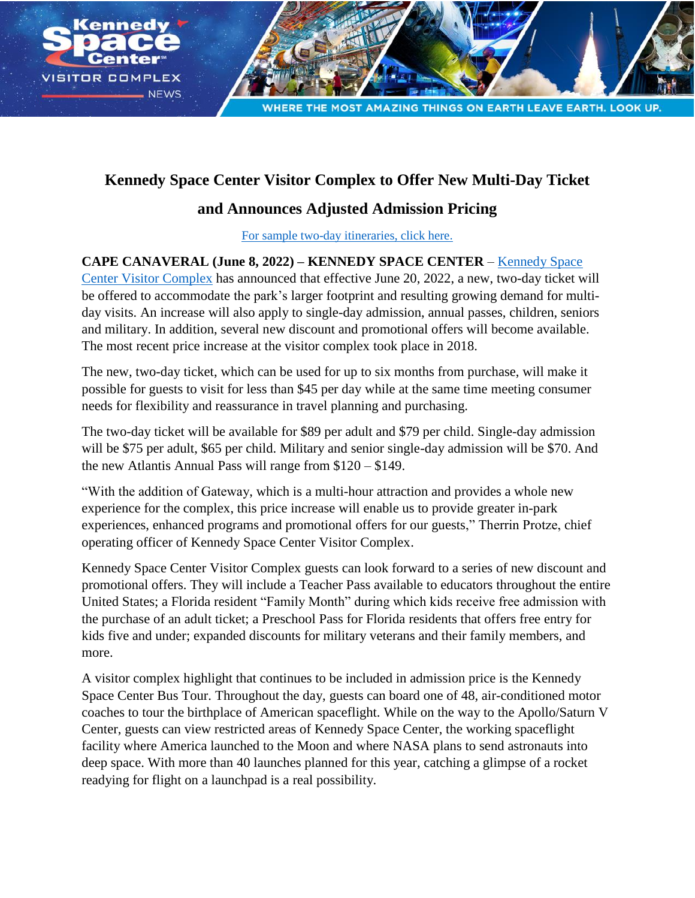# Kennedy Space Center Visitor Complex to Offer New Multi-Day Ticket and Announces Adjusted Admission Pricing

For sample two-day itineraries, click here.

**CAPE CANAVERAL (June 8, 2022) – KENNEDY SPACE CENTER** – Kennedy Space Center Visitor Complex has announced that effective June 20, 2022, a new, two-day ticket will be offered to accommodate the park's larger footprint and resulting growing demand for multi-day visits. An increase will also apply to single-day admission, annual passes, children, seniors and military. In addition, several new discount and promotional offers will become available. The most recent price increase at the visitor complex took place in 2018.

The new, two-day ticket, which can be used for up to six months from purchase, will make it possible for guests to visit for less than $45 per day while at the same time meeting consumer needs for flexibility and reassurance in travel planning and purchasing.

The two-day ticket will be available for $89 per adult and $79 per child. Single-day admission will be $75 per adult, $65 per child. Military and senior single-day admission will be $70. And the new Atlantis Annual Pass will range from $120 – $149.

"With the addition of Gateway, which is a multi-hour attraction and provides a whole new experience for the complex, this price increase will enable us to provide greater in-park experiences, enhanced programs and promotional offers for our guests," Therrin Protze, chief operating officer of Kennedy Space Center Visitor Complex.

Kennedy Space Center Visitor Complex guests can look forward to a series of new discount and promotional offers. They will include a Teacher Pass available to educators throughout the entire United States; a Florida resident "Family Month" during which kids receive free admission with the purchase of an adult ticket; a Preschool Pass for Florida residents that offers free entry for kids five and under; expanded discounts for military veterans and their family members, and more.

A visitor complex highlight that continues to be included in admission price is the Kennedy Space Center Bus Tour. Throughout the day, guests can board one of 48, air-conditioned motor coaches to tour the birthplace of American spaceflight. While on the way to the Apollo/Saturn V Center, guests can view restricted areas of Kennedy Space Center, the working spaceflight facility where America launched to the Moon and where NASA plans to send astronauts into deep space. With more than 40 launches planned for this year, catching a glimpse of a rocket readying for flight on a launchpad is a real possibility.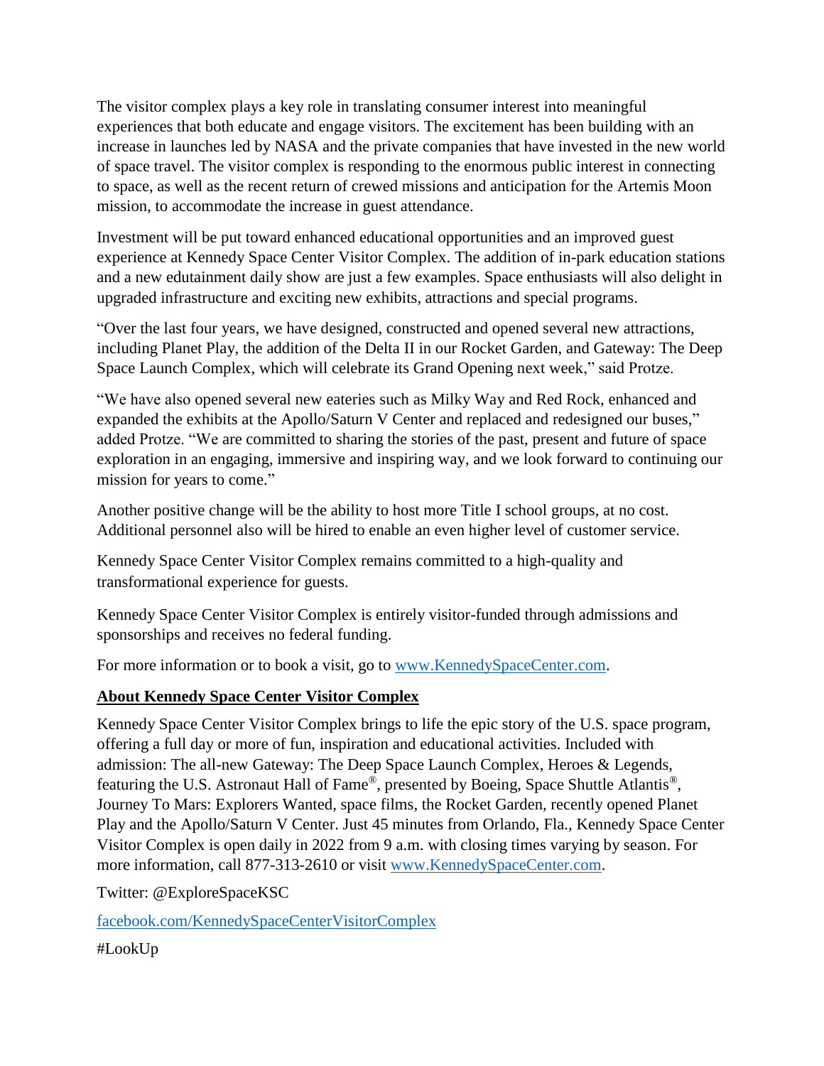The visitor complex plays a key role in translating consumer interest into meaningful experiences that both educate and engage visitors. The excitement has been building with an increase in launches led by NASA and the private companies that have invested in the new world of space travel. The visitor complex is responding to the enormous public interest in connecting to space, as well as the recent return of crewed missions and anticipation for the Artemis Moon mission, to accommodate the increase in guest attendance.

Investment will be put toward enhanced educational opportunities and an improved guest experience at Kennedy Space Center Visitor Complex. The addition of in-park education stations and a new edutainment daily show are just a few examples. Space enthusiasts will also delight in upgraded infrastructure and exciting new exhibits, attractions and special programs.

"Over the last four years, we have designed, constructed and opened several new attractions, including Planet Play, the addition of the Delta II in our Rocket Garden, and Gateway: The Deep Space Launch Complex, which will celebrate its Grand Opening next week," said Protze.

"We have also opened several new eateries such as Milky Way and Red Rock, enhanced and expanded the exhibits at the Apollo/Saturn V Center and replaced and redesigned our buses," added Protze. "We are committed to sharing the stories of the past, present and future of space exploration in an engaging, immersive and inspiring way, and we look forward to continuing our mission for years to come."

Another positive change will be the ability to host more Title I school groups, at no cost. Additional personnel also will be hired to enable an even higher level of customer service.

Kennedy Space Center Visitor Complex remains committed to a high-quality and transformational experience for guests.

Kennedy Space Center Visitor Complex is entirely visitor-funded through admissions and sponsorships and receives no federal funding.

For more information or to book a visit, go to [www.KennedySpaceCenter.com](http://www.KennedySpaceCenter.com).

**About Kennedy Space Center Visitor Complex**

Kennedy Space Center Visitor Complex brings to life the epic story of the U.S. space program, offering a full day or more of fun, inspiration and educational activities. Included with admission: The all-new Gateway: The Deep Space Launch Complex, Heroes & Legends, featuring the U.S. Astronaut Hall of Fame®, presented by Boeing, Space Shuttle Atlantis®, Journey To Mars: Explorers Wanted, space films, the Rocket Garden, recently opened Planet Play and the Apollo/Saturn V Center. Just 45 minutes from Orlando, Fla., Kennedy Space Center Visitor Complex is open daily in 2022 from 9 a.m. with closing times varying by season. For more information, call 877-313-2610 or visit [www.KennedySpaceCenter.com](http://www.KennedySpaceCenter.com).

Twitter: @ExploreSpaceKSC

[facebook.com/KennedySpaceCenterVisitorComplex](http://facebook.com/KennedySpaceCenterVisitorComplex)

#LookUp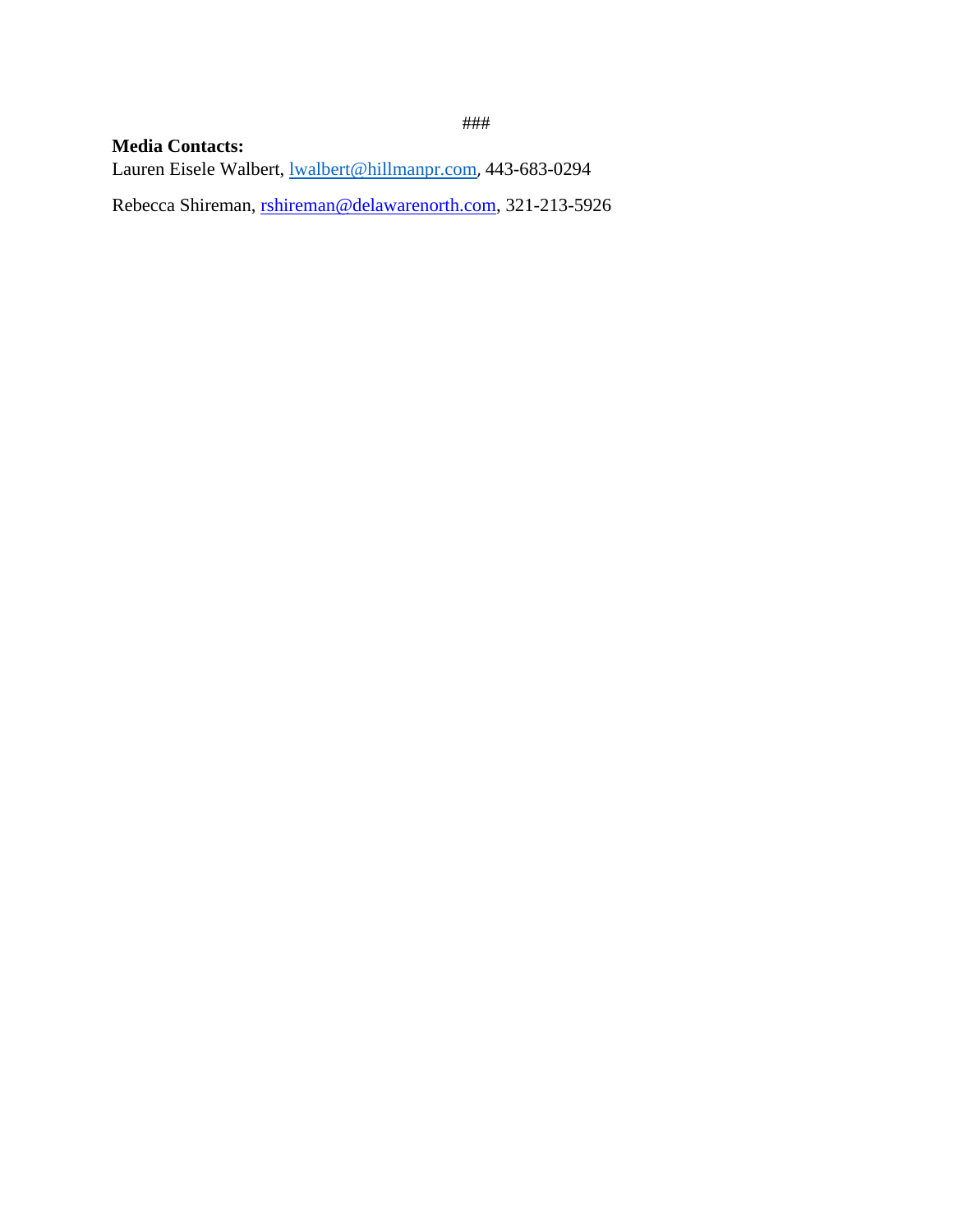###

**Media Contacts:**
Lauren Eisele Walbert, lwalbert@hillmanpr.com, 443-683-0294

Rebecca Shireman, rshireman@delawarenorth.com, 321-213-5926